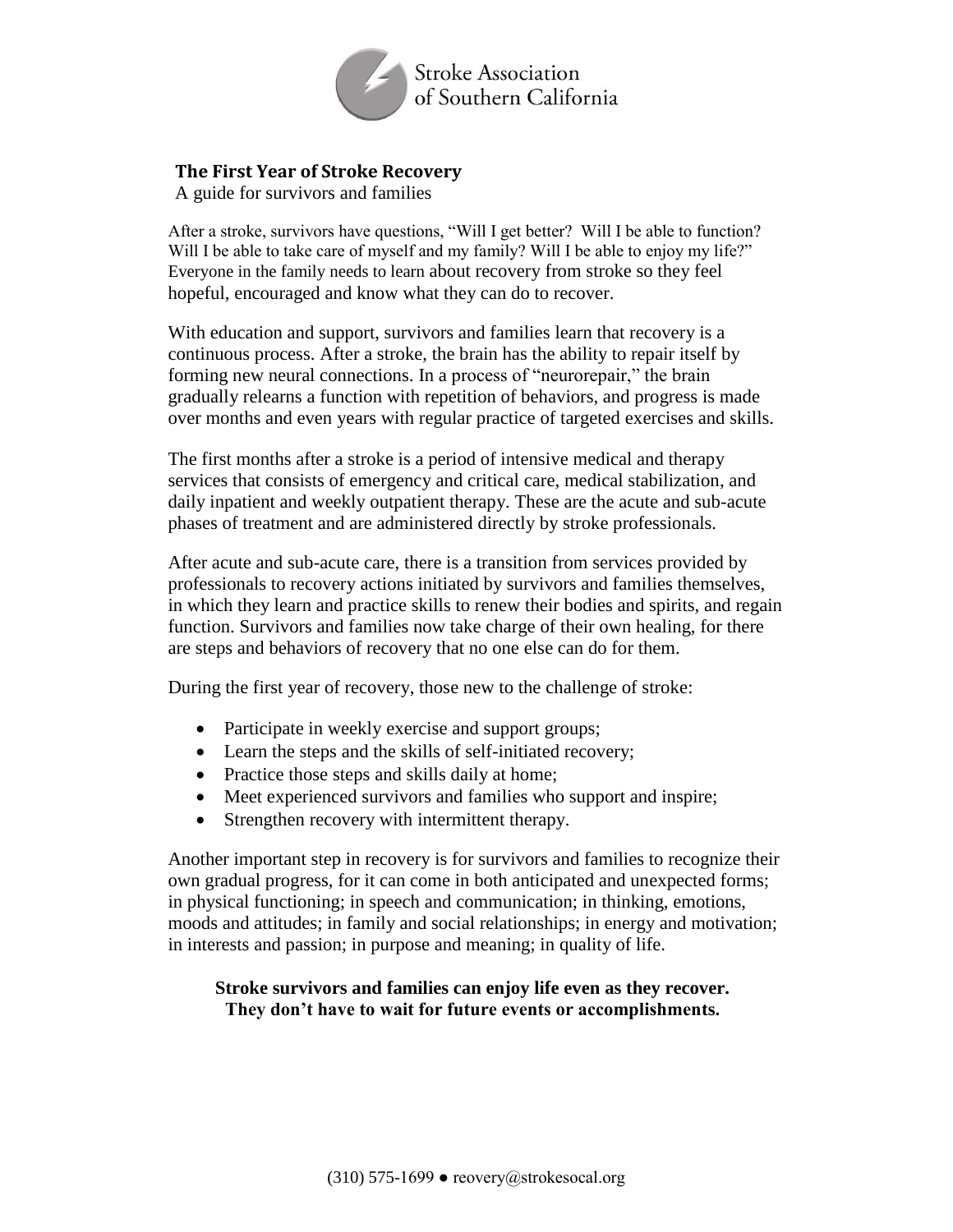Stroke Association of Southern California

## The First Year of Stroke Recovery

A guide for survivors and families

After a stroke, survivors have questions, "Will I get better? Will I be able to function? Will I be able to take care of myself and my family? Will I be able to enjoy my life?" Everyone in the family needs to learn about recovery from stroke so they feel hopeful, encouraged and know what they can do to recover.

With education and support, survivors and families learn that recovery is a continuous process. After a stroke, the brain has the ability to repair itself by forming new neural connections. In a process of "neurorepair," the brain gradually relearns a function with repetition of behaviors, and progress is made over months and even years with regular practice of targeted exercises and skills.

The first months after a stroke is a period of intensive medical and therapy services that consists of emergency and critical care, medical stabilization, and daily inpatient and weekly outpatient therapy. These are the acute and sub-acute phases of treatment and are administered directly by stroke professionals.

After acute and sub-acute care, there is a transition from services provided by professionals to recovery actions initiated by survivors and families themselves, in which they learn and practice skills to renew their bodies and spirits, and regain function. Survivors and families now take charge of their own healing, for there are steps and behaviors of recovery that no one else can do for them.

During the first year of recovery, those new to the challenge of stroke:

- Participate in weekly exercise and support groups;
- Learn the steps and the skills of self-initiated recovery;
- Practice those steps and skills daily at home;
- Meet experienced survivors and families who support and inspire;
- Strengthen recovery with intermittent therapy.

Another important step in recovery is for survivors and families to recognize their own gradual progress, for it can come in both anticipated and unexpected forms; in physical functioning; in speech and communication; in thinking, emotions, moods and attitudes; in family and social relationships; in energy and motivation; in interests and passion; in purpose and meaning; in quality of life.

**Stroke survivors and families can enjoy life even as they recover. They don't have to wait for future events or accomplishments.**

(310) 575-1699 ● reovery@strokesocal.org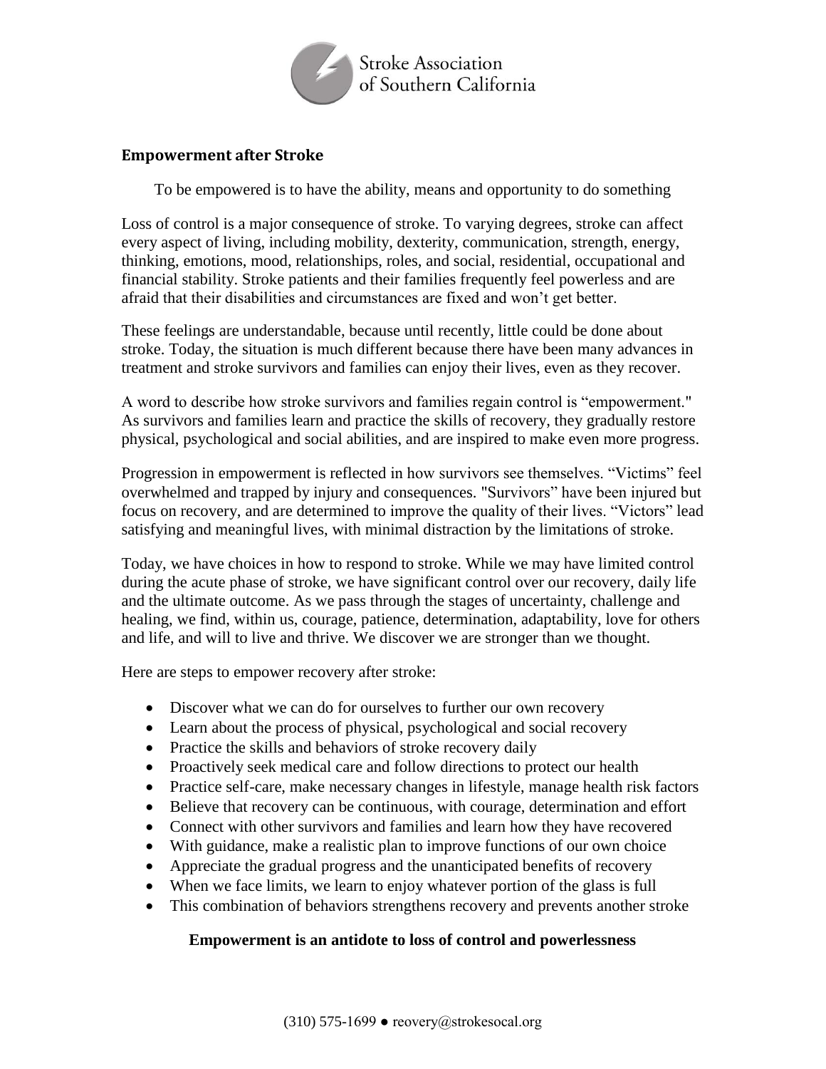## Empowerment after Stroke

To be empowered is to have the ability, means and opportunity to do something

Loss of control is a major consequence of stroke. To varying degrees, stroke can affect every aspect of living, including mobility, dexterity, communication, strength, energy, thinking, emotions, mood, relationships, roles, and social, residential, occupational and financial stability. Stroke patients and their families frequently feel powerless and are afraid that their disabilities and circumstances are fixed and won't get better.

These feelings are understandable, because until recently, little could be done about stroke. Today, the situation is much different because there have been many advances in treatment and stroke survivors and families can enjoy their lives, even as they recover.

A word to describe how stroke survivors and families regain control is "empowerment." As survivors and families learn and practice the skills of recovery, they gradually restore physical, psychological and social abilities, and are inspired to make even more progress.

Progression in empowerment is reflected in how survivors see themselves. "Victims" feel overwhelmed and trapped by injury and consequences. "Survivors" have been injured but focus on recovery, and are determined to improve the quality of their lives. "Victors" lead satisfying and meaningful lives, with minimal distraction by the limitations of stroke.

Today, we have choices in how to respond to stroke. While we may have limited control during the acute phase of stroke, we have significant control over our recovery, daily life and the ultimate outcome. As we pass through the stages of uncertainty, challenge and healing, we find, within us, courage, patience, determination, adaptability, love for others and life, and will to live and thrive. We discover we are stronger than we thought.

Here are steps to empower recovery after stroke:

- Discover what we can do for ourselves to further our own recovery
- Learn about the process of physical, psychological and social recovery
- Practice the skills and behaviors of stroke recovery daily
- Proactively seek medical care and follow directions to protect our health
- Practice self-care, make necessary changes in lifestyle, manage health risk factors
- Believe that recovery can be continuous, with courage, determination and effort
- Connect with other survivors and families and learn how they have recovered
- With guidance, make a realistic plan to improve functions of our own choice
- Appreciate the gradual progress and the unanticipated benefits of recovery
- When we face limits, we learn to enjoy whatever portion of the glass is full
- This combination of behaviors strengthens recovery and prevents another stroke

**Empowerment is an antidote to loss of control and powerlessness**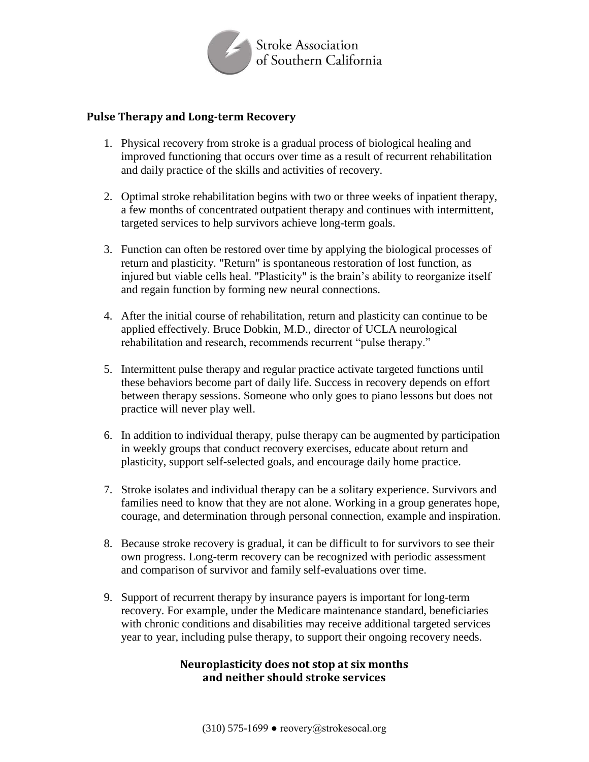Stroke Association of Southern California

## Pulse Therapy and Long-term Recovery

1. Physical recovery from stroke is a gradual process of biological healing and improved functioning that occurs over time as a result of recurrent rehabilitation and daily practice of the skills and activities of recovery.

2. Optimal stroke rehabilitation begins with two or three weeks of inpatient therapy, a few months of concentrated outpatient therapy and continues with intermittent, targeted services to help survivors achieve long-term goals.

3. Function can often be restored over time by applying the biological processes of return and plasticity. "Return" is spontaneous restoration of lost function, as injured but viable cells heal. "Plasticity" is the brain's ability to reorganize itself and regain function by forming new neural connections.

4. After the initial course of rehabilitation, return and plasticity can continue to be applied effectively. Bruce Dobkin, M.D., director of UCLA neurological rehabilitation and research, recommends recurrent "pulse therapy."

5. Intermittent pulse therapy and regular practice activate targeted functions until these behaviors become part of daily life. Success in recovery depends on effort between therapy sessions. Someone who only goes to piano lessons but does not practice will never play well.

6. In addition to individual therapy, pulse therapy can be augmented by participation in weekly groups that conduct recovery exercises, educate about return and plasticity, support self-selected goals, and encourage daily home practice.

7. Stroke isolates and individual therapy can be a solitary experience. Survivors and families need to know that they are not alone. Working in a group generates hope, courage, and determination through personal connection, example and inspiration.

8. Because stroke recovery is gradual, it can be difficult to for survivors to see their own progress. Long-term recovery can be recognized with periodic assessment and comparison of survivor and family self-evaluations over time.

9. Support of recurrent therapy by insurance payers is important for long-term recovery. For example, under the Medicare maintenance standard, beneficiaries with chronic conditions and disabilities may receive additional targeted services year to year, including pulse therapy, to support their ongoing recovery needs.

**Neuroplasticity does not stop at six months and neither should stroke services**

(310) 575-1699 ● reovery@strokesocal.org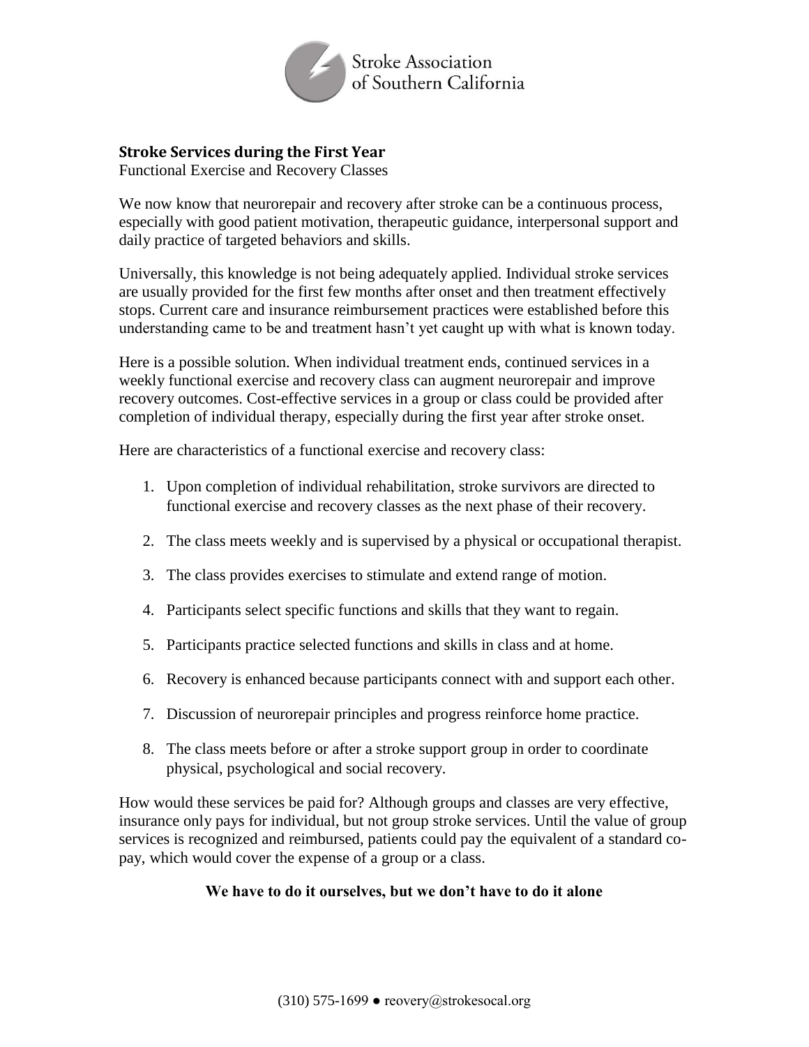Stroke Association of Southern California

**Stroke Services during the First Year**

Functional Exercise and Recovery Classes

We now know that neurorepair and recovery after stroke can be a continuous process, especially with good patient motivation, therapeutic guidance, interpersonal support and daily practice of targeted behaviors and skills.

Universally, this knowledge is not being adequately applied. Individual stroke services are usually provided for the first few months after onset and then treatment effectively stops. Current care and insurance reimbursement practices were established before this understanding came to be and treatment hasn't yet caught up with what is known today.

Here is a possible solution. When individual treatment ends, continued services in a weekly functional exercise and recovery class can augment neurorepair and improve recovery outcomes. Cost-effective services in a group or class could be provided after completion of individual therapy, especially during the first year after stroke onset.

Here are characteristics of a functional exercise and recovery class:

1. Upon completion of individual rehabilitation, stroke survivors are directed to functional exercise and recovery classes as the next phase of their recovery.
2. The class meets weekly and is supervised by a physical or occupational therapist.
3. The class provides exercises to stimulate and extend range of motion.
4. Participants select specific functions and skills that they want to regain.
5. Participants practice selected functions and skills in class and at home.
6. Recovery is enhanced because participants connect with and support each other.
7. Discussion of neurorepair principles and progress reinforce home practice.
8. The class meets before or after a stroke support group in order to coordinate physical, psychological and social recovery.

How would these services be paid for? Although groups and classes are very effective, insurance only pays for individual, but not group stroke services. Until the value of group services is recognized and reimbursed, patients could pay the equivalent of a standard co-pay, which would cover the expense of a group or a class.

**We have to do it ourselves, but we don't have to do it alone**

(310) 575-1699 ● recovery@strokesocal.org